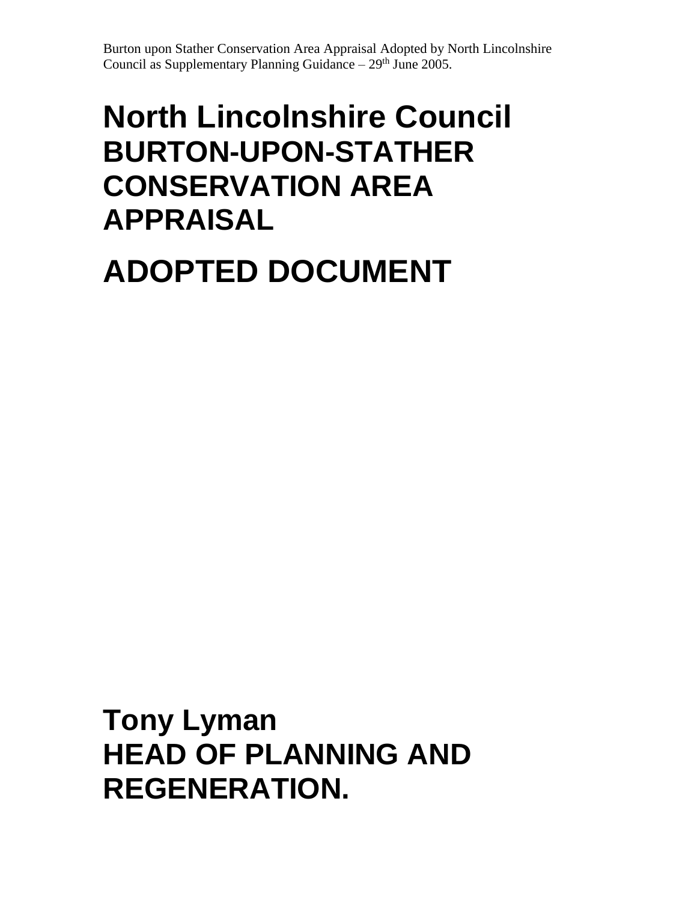Burton upon Stather Conservation Area Appraisal Adopted by North Lincolnshire Council as Supplementary Planning Guidance – 29th June 2005.

# North Lincolnshire Council
## BURTON-UPON-STATHER CONSERVATION AREA APPRAISAL

# ADOPTED DOCUMENT

## Tony Lyman
## HEAD OF PLANNING AND REGENERATION.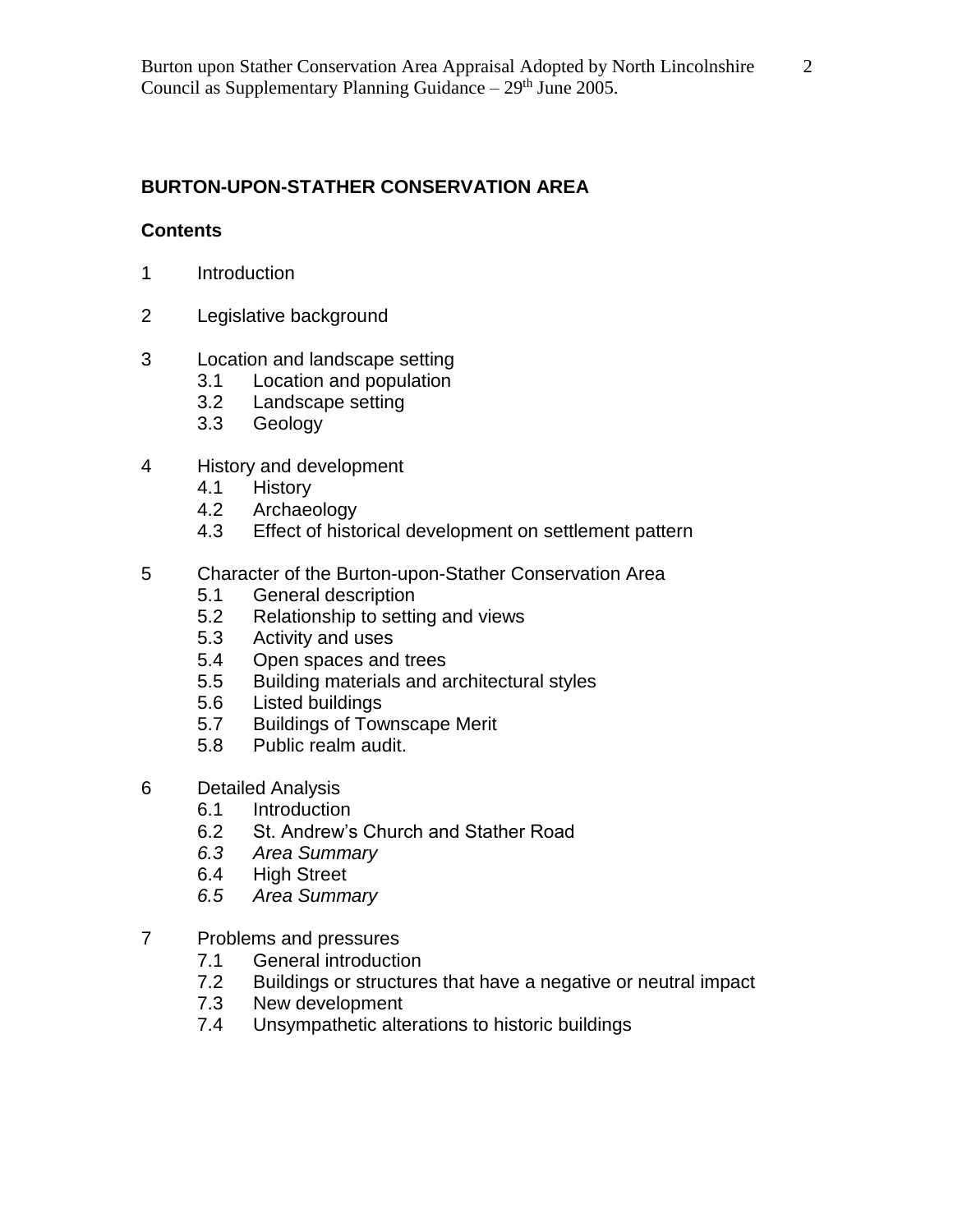## BURTON-UPON-STATHER CONSERVATION AREA

### Contents

1 Introduction

2 Legislative background

3 Location and landscape setting
- 3.1 Location and population
- 3.2 Landscape setting
- 3.3 Geology

4 History and development
- 4.1 History
- 4.2 Archaeology
- 4.3 Effect of historical development on settlement pattern

5 Character of the Burton-upon-Stather Conservation Area
- 5.1 General description
- 5.2 Relationship to setting and views
- 5.3 Activity and uses
- 5.4 Open spaces and trees
- 5.5 Building materials and architectural styles
- 5.6 Listed buildings
- 5.7 Buildings of Townscape Merit
- 5.8 Public realm audit.

6 Detailed Analysis
- 6.1 Introduction
- 6.2 St. Andrew's Church and Stather Road
- *6.3 Area Summary*
- 6.4 High Street
- *6.5 Area Summary*

7 Problems and pressures
- 7.1 General introduction
- 7.2 Buildings or structures that have a negative or neutral impact
- 7.3 New development
- 7.4 Unsympathetic alterations to historic buildings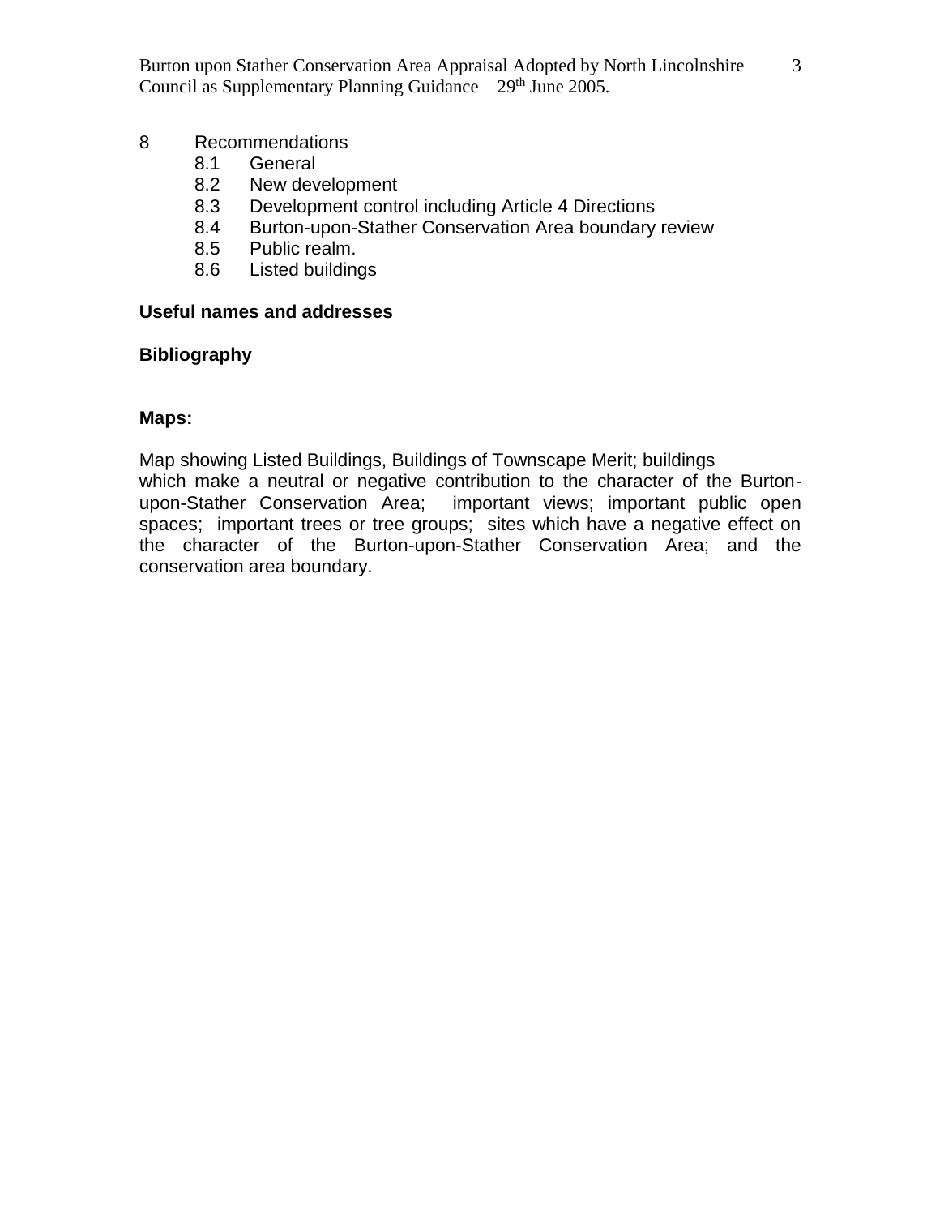8 Recommendations
- 8.1 General
- 8.2 New development
- 8.3 Development control including Article 4 Directions
- 8.4 Burton-upon-Stather Conservation Area boundary review
- 8.5 Public realm.
- 8.6 Listed buildings

**Useful names and addresses**

**Bibliography**

**Maps:**

Map showing Listed Buildings, Buildings of Townscape Merit; buildings which make a neutral or negative contribution to the character of the Burton-upon-Stather Conservation Area; important views; important public open spaces; important trees or tree groups; sites which have a negative effect on the character of the Burton-upon-Stather Conservation Area; and the conservation area boundary.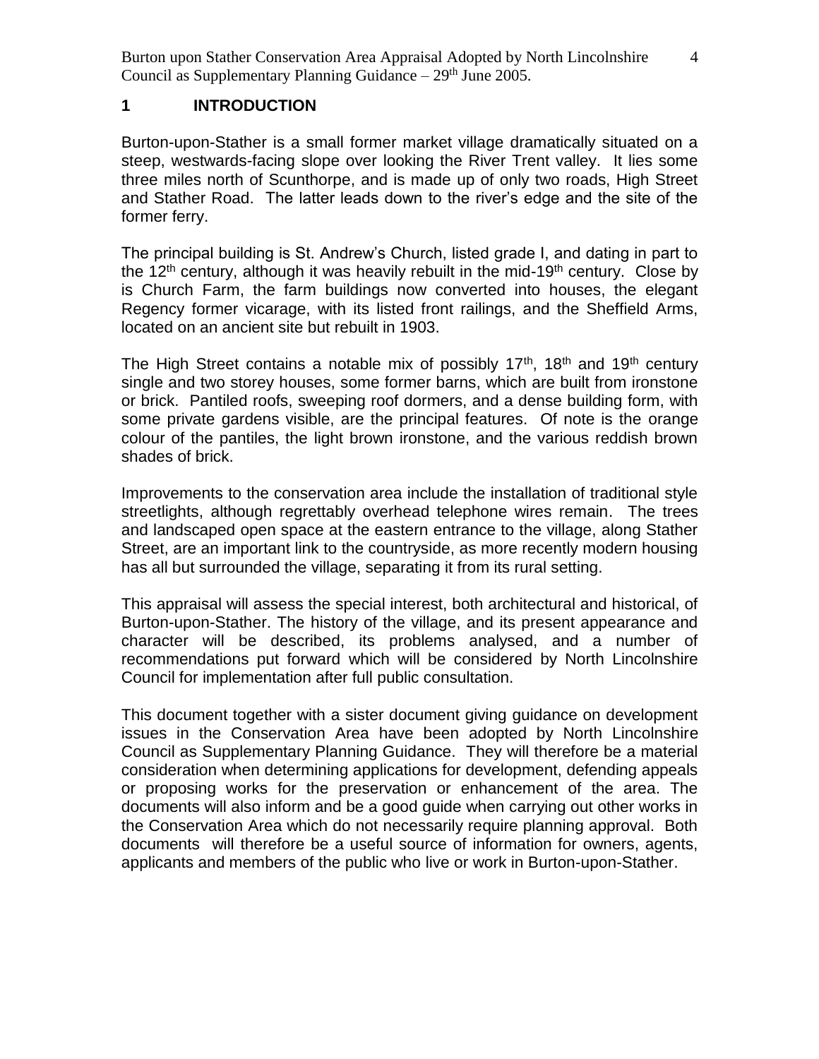## 1 INTRODUCTION

Burton-upon-Stather is a small former market village dramatically situated on a steep, westwards-facing slope over looking the River Trent valley. It lies some three miles north of Scunthorpe, and is made up of only two roads, High Street and Stather Road. The latter leads down to the river's edge and the site of the former ferry.

The principal building is St. Andrew's Church, listed grade I, and dating in part to the 12th century, although it was heavily rebuilt in the mid-19th century. Close by is Church Farm, the farm buildings now converted into houses, the elegant Regency former vicarage, with its listed front railings, and the Sheffield Arms, located on an ancient site but rebuilt in 1903.

The High Street contains a notable mix of possibly 17th, 18th and 19th century single and two storey houses, some former barns, which are built from ironstone or brick. Pantiled roofs, sweeping roof dormers, and a dense building form, with some private gardens visible, are the principal features. Of note is the orange colour of the pantiles, the light brown ironstone, and the various reddish brown shades of brick.

Improvements to the conservation area include the installation of traditional style streetlights, although regrettably overhead telephone wires remain. The trees and landscaped open space at the eastern entrance to the village, along Stather Street, are an important link to the countryside, as more recently modern housing has all but surrounded the village, separating it from its rural setting.

This appraisal will assess the special interest, both architectural and historical, of Burton-upon-Stather. The history of the village, and its present appearance and character will be described, its problems analysed, and a number of recommendations put forward which will be considered by North Lincolnshire Council for implementation after full public consultation.

This document together with a sister document giving guidance on development issues in the Conservation Area have been adopted by North Lincolnshire Council as Supplementary Planning Guidance. They will therefore be a material consideration when determining applications for development, defending appeals or proposing works for the preservation or enhancement of the area. The documents will also inform and be a good guide when carrying out other works in the Conservation Area which do not necessarily require planning approval. Both documents will therefore be a useful source of information for owners, agents, applicants and members of the public who live or work in Burton-upon-Stather.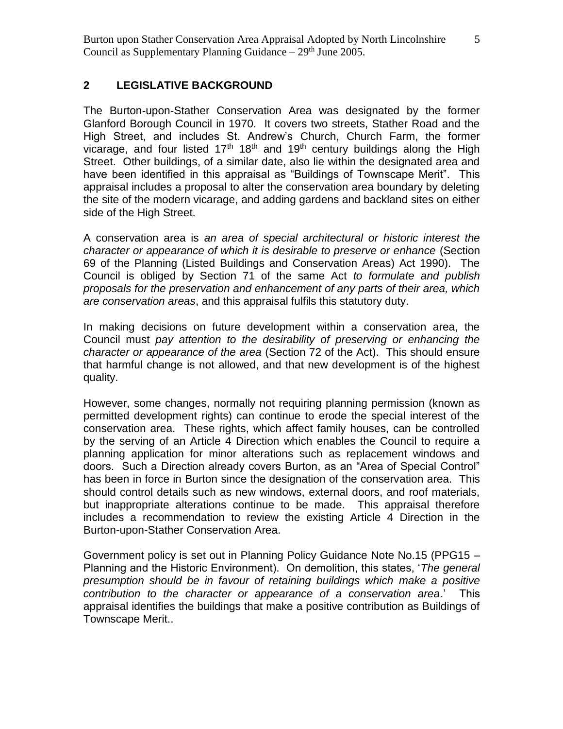## 2 LEGISLATIVE BACKGROUND

The Burton-upon-Stather Conservation Area was designated by the former Glanford Borough Council in 1970. It covers two streets, Stather Road and the High Street, and includes St. Andrew's Church, Church Farm, the former vicarage, and four listed 17th 18th and 19th century buildings along the High Street. Other buildings, of a similar date, also lie within the designated area and have been identified in this appraisal as "Buildings of Townscape Merit". This appraisal includes a proposal to alter the conservation area boundary by deleting the site of the modern vicarage, and adding gardens and backland sites on either side of the High Street.

A conservation area is *an area of special architectural or historic interest the character or appearance of which it is desirable to preserve or enhance* (Section 69 of the Planning (Listed Buildings and Conservation Areas) Act 1990). The Council is obliged by Section 71 of the same Act *to formulate and publish proposals for the preservation and enhancement of any parts of their area, which are conservation areas*, and this appraisal fulfils this statutory duty.

In making decisions on future development within a conservation area, the Council must *pay attention to the desirability of preserving or enhancing the character or appearance of the area* (Section 72 of the Act). This should ensure that harmful change is not allowed, and that new development is of the highest quality.

However, some changes, normally not requiring planning permission (known as permitted development rights) can continue to erode the special interest of the conservation area. These rights, which affect family houses, can be controlled by the serving of an Article 4 Direction which enables the Council to require a planning application for minor alterations such as replacement windows and doors. Such a Direction already covers Burton, as an "Area of Special Control" has been in force in Burton since the designation of the conservation area. This should control details such as new windows, external doors, and roof materials, but inappropriate alterations continue to be made. This appraisal therefore includes a recommendation to review the existing Article 4 Direction in the Burton-upon-Stather Conservation Area.

Government policy is set out in Planning Policy Guidance Note No.15 (PPG15 – Planning and the Historic Environment). On demolition, this states, '*The general presumption should be in favour of retaining buildings which make a positive contribution to the character or appearance of a conservation area*.' This appraisal identifies the buildings that make a positive contribution as Buildings of Townscape Merit..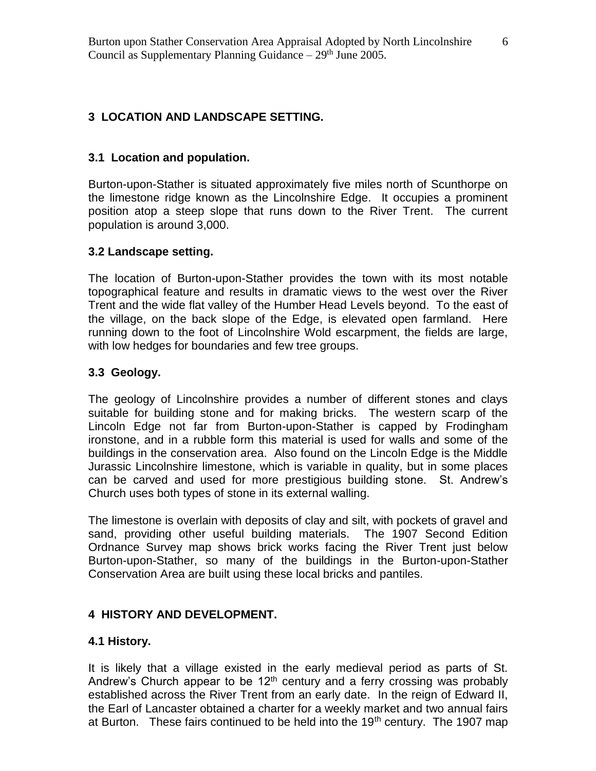## 3 LOCATION AND LANDSCAPE SETTING.

### 3.1 Location and population.

Burton-upon-Stather is situated approximately five miles north of Scunthorpe on the limestone ridge known as the Lincolnshire Edge. It occupies a prominent position atop a steep slope that runs down to the River Trent. The current population is around 3,000.

### 3.2 Landscape setting.

The location of Burton-upon-Stather provides the town with its most notable topographical feature and results in dramatic views to the west over the River Trent and the wide flat valley of the Humber Head Levels beyond. To the east of the village, on the back slope of the Edge, is elevated open farmland. Here running down to the foot of Lincolnshire Wold escarpment, the fields are large, with low hedges for boundaries and few tree groups.

### 3.3 Geology.

The geology of Lincolnshire provides a number of different stones and clays suitable for building stone and for making bricks. The western scarp of the Lincoln Edge not far from Burton-upon-Stather is capped by Frodingham ironstone, and in a rubble form this material is used for walls and some of the buildings in the conservation area. Also found on the Lincoln Edge is the Middle Jurassic Lincolnshire limestone, which is variable in quality, but in some places can be carved and used for more prestigious building stone. St. Andrew's Church uses both types of stone in its external walling.

The limestone is overlain with deposits of clay and silt, with pockets of gravel and sand, providing other useful building materials. The 1907 Second Edition Ordnance Survey map shows brick works facing the River Trent just below Burton-upon-Stather, so many of the buildings in the Burton-upon-Stather Conservation Area are built using these local bricks and pantiles.

## 4 HISTORY AND DEVELOPMENT.

### 4.1 History.

It is likely that a village existed in the early medieval period as parts of St. Andrew's Church appear to be 12th century and a ferry crossing was probably established across the River Trent from an early date. In the reign of Edward II, the Earl of Lancaster obtained a charter for a weekly market and two annual fairs at Burton. These fairs continued to be held into the 19th century. The 1907 map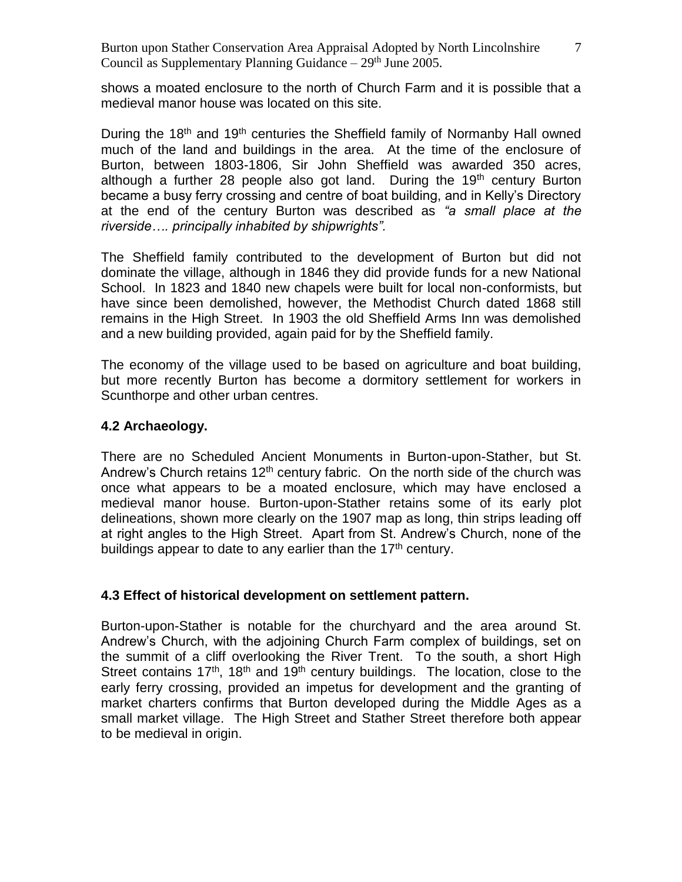shows a moated enclosure to the north of Church Farm and it is possible that a medieval manor house was located on this site.

During the 18th and 19th centuries the Sheffield family of Normanby Hall owned much of the land and buildings in the area. At the time of the enclosure of Burton, between 1803-1806, Sir John Sheffield was awarded 350 acres, although a further 28 people also got land. During the 19th century Burton became a busy ferry crossing and centre of boat building, and in Kelly's Directory at the end of the century Burton was described as *"a small place at the riverside…. principally inhabited by shipwrights".*

The Sheffield family contributed to the development of Burton but did not dominate the village, although in 1846 they did provide funds for a new National School. In 1823 and 1840 new chapels were built for local non-conformists, but have since been demolished, however, the Methodist Church dated 1868 still remains in the High Street. In 1903 the old Sheffield Arms Inn was demolished and a new building provided, again paid for by the Sheffield family.

The economy of the village used to be based on agriculture and boat building, but more recently Burton has become a dormitory settlement for workers in Scunthorpe and other urban centres.

### 4.2 Archaeology.

There are no Scheduled Ancient Monuments in Burton-upon-Stather, but St. Andrew's Church retains 12th century fabric. On the north side of the church was once what appears to be a moated enclosure, which may have enclosed a medieval manor house. Burton-upon-Stather retains some of its early plot delineations, shown more clearly on the 1907 map as long, thin strips leading off at right angles to the High Street. Apart from St. Andrew's Church, none of the buildings appear to date to any earlier than the 17th century.

### 4.3 Effect of historical development on settlement pattern.

Burton-upon-Stather is notable for the churchyard and the area around St. Andrew's Church, with the adjoining Church Farm complex of buildings, set on the summit of a cliff overlooking the River Trent. To the south, a short High Street contains 17th, 18th and 19th century buildings. The location, close to the early ferry crossing, provided an impetus for development and the granting of market charters confirms that Burton developed during the Middle Ages as a small market village. The High Street and Stather Street therefore both appear to be medieval in origin.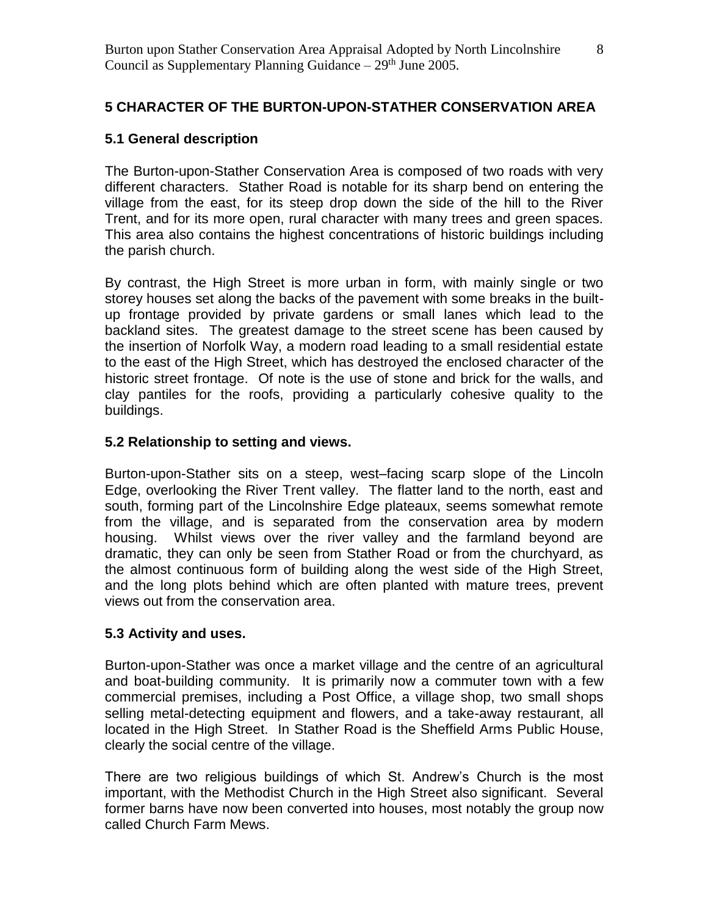## 5 CHARACTER OF THE BURTON-UPON-STATHER CONSERVATION AREA

### 5.1 General description

The Burton-upon-Stather Conservation Area is composed of two roads with very different characters. Stather Road is notable for its sharp bend on entering the village from the east, for its steep drop down the side of the hill to the River Trent, and for its more open, rural character with many trees and green spaces. This area also contains the highest concentrations of historic buildings including the parish church.

By contrast, the High Street is more urban in form, with mainly single or two storey houses set along the backs of the pavement with some breaks in the built-up frontage provided by private gardens or small lanes which lead to the backland sites. The greatest damage to the street scene has been caused by the insertion of Norfolk Way, a modern road leading to a small residential estate to the east of the High Street, which has destroyed the enclosed character of the historic street frontage. Of note is the use of stone and brick for the walls, and clay pantiles for the roofs, providing a particularly cohesive quality to the buildings.

### 5.2 Relationship to setting and views.

Burton-upon-Stather sits on a steep, west–facing scarp slope of the Lincoln Edge, overlooking the River Trent valley. The flatter land to the north, east and south, forming part of the Lincolnshire Edge plateaux, seems somewhat remote from the village, and is separated from the conservation area by modern housing. Whilst views over the river valley and the farmland beyond are dramatic, they can only be seen from Stather Road or from the churchyard, as the almost continuous form of building along the west side of the High Street, and the long plots behind which are often planted with mature trees, prevent views out from the conservation area.

### 5.3 Activity and uses.

Burton-upon-Stather was once a market village and the centre of an agricultural and boat-building community. It is primarily now a commuter town with a few commercial premises, including a Post Office, a village shop, two small shops selling metal-detecting equipment and flowers, and a take-away restaurant, all located in the High Street. In Stather Road is the Sheffield Arms Public House, clearly the social centre of the village.

There are two religious buildings of which St. Andrew's Church is the most important, with the Methodist Church in the High Street also significant. Several former barns have now been converted into houses, most notably the group now called Church Farm Mews.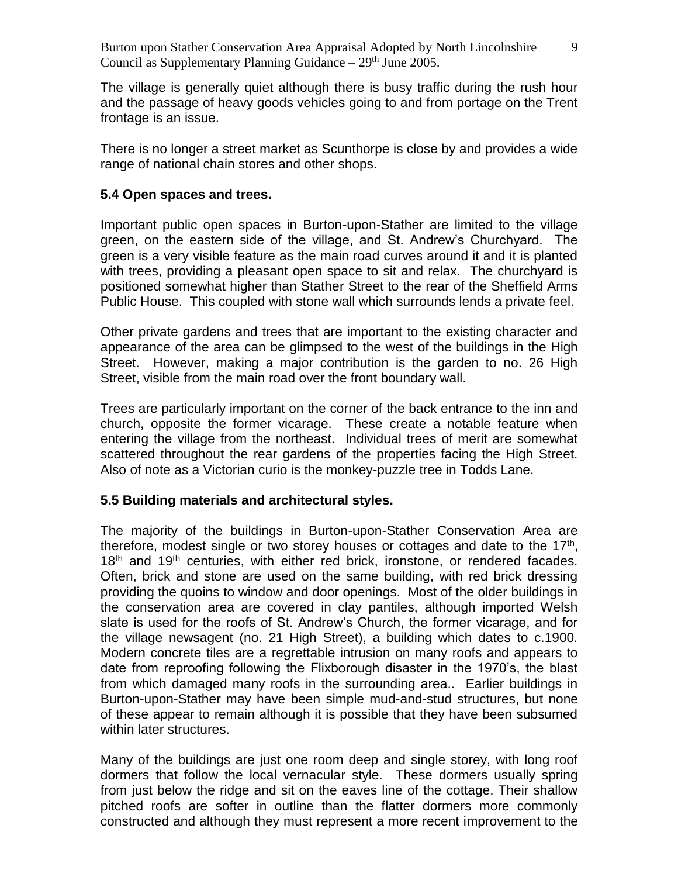The village is generally quiet although there is busy traffic during the rush hour and the passage of heavy goods vehicles going to and from portage on the Trent frontage is an issue.

There is no longer a street market as Scunthorpe is close by and provides a wide range of national chain stores and other shops.

### 5.4 Open spaces and trees.

Important public open spaces in Burton-upon-Stather are limited to the village green, on the eastern side of the village, and St. Andrew's Churchyard. The green is a very visible feature as the main road curves around it and it is planted with trees, providing a pleasant open space to sit and relax. The churchyard is positioned somewhat higher than Stather Street to the rear of the Sheffield Arms Public House. This coupled with stone wall which surrounds lends a private feel.

Other private gardens and trees that are important to the existing character and appearance of the area can be glimpsed to the west of the buildings in the High Street. However, making a major contribution is the garden to no. 26 High Street, visible from the main road over the front boundary wall.

Trees are particularly important on the corner of the back entrance to the inn and church, opposite the former vicarage. These create a notable feature when entering the village from the northeast. Individual trees of merit are somewhat scattered throughout the rear gardens of the properties facing the High Street. Also of note as a Victorian curio is the monkey-puzzle tree in Todds Lane.

### 5.5 Building materials and architectural styles.

The majority of the buildings in Burton-upon-Stather Conservation Area are therefore, modest single or two storey houses or cottages and date to the 17th, 18th and 19th centuries, with either red brick, ironstone, or rendered facades. Often, brick and stone are used on the same building, with red brick dressing providing the quoins to window and door openings. Most of the older buildings in the conservation area are covered in clay pantiles, although imported Welsh slate is used for the roofs of St. Andrew's Church, the former vicarage, and for the village newsagent (no. 21 High Street), a building which dates to c.1900. Modern concrete tiles are a regrettable intrusion on many roofs and appears to date from reproofing following the Flixborough disaster in the 1970's, the blast from which damaged many roofs in the surrounding area.. Earlier buildings in Burton-upon-Stather may have been simple mud-and-stud structures, but none of these appear to remain although it is possible that they have been subsumed within later structures.

Many of the buildings are just one room deep and single storey, with long roof dormers that follow the local vernacular style. These dormers usually spring from just below the ridge and sit on the eaves line of the cottage. Their shallow pitched roofs are softer in outline than the flatter dormers more commonly constructed and although they must represent a more recent improvement to the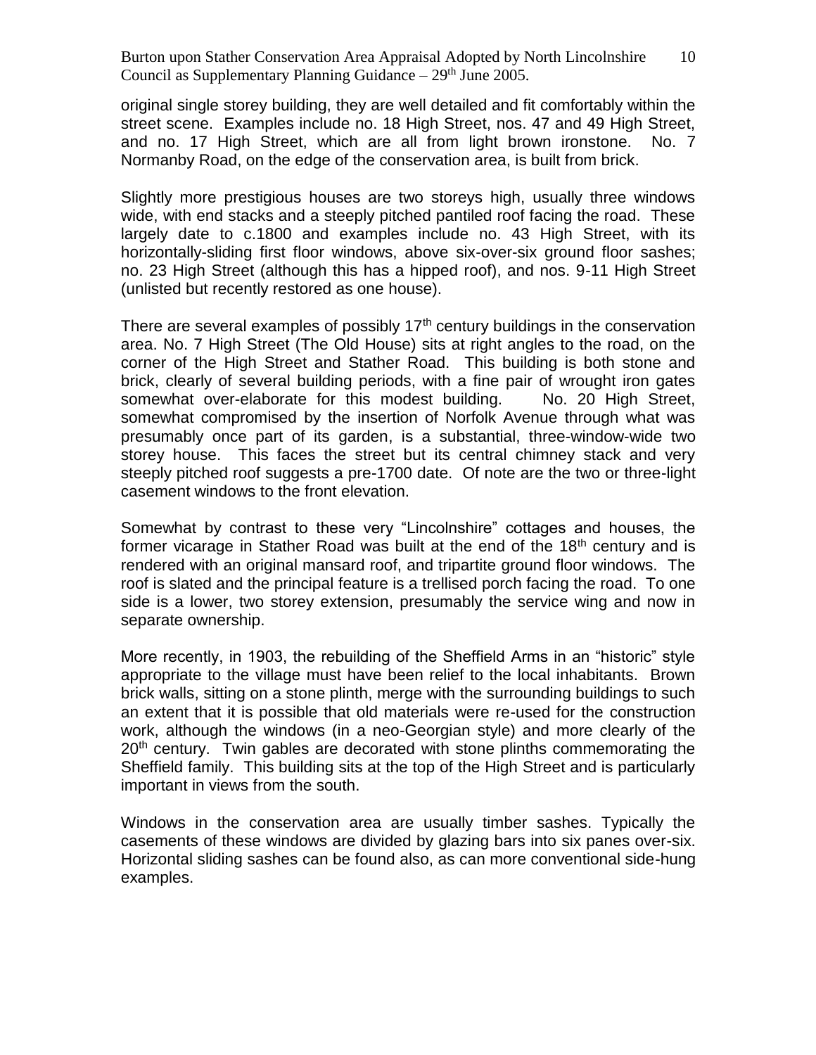original single storey building, they are well detailed and fit comfortably within the street scene. Examples include no. 18 High Street, nos. 47 and 49 High Street, and no. 17 High Street, which are all from light brown ironstone. No. 7 Normanby Road, on the edge of the conservation area, is built from brick.

Slightly more prestigious houses are two storeys high, usually three windows wide, with end stacks and a steeply pitched pantiled roof facing the road. These largely date to c.1800 and examples include no. 43 High Street, with its horizontally-sliding first floor windows, above six-over-six ground floor sashes; no. 23 High Street (although this has a hipped roof), and nos. 9-11 High Street (unlisted but recently restored as one house).

There are several examples of possibly 17th century buildings in the conservation area. No. 7 High Street (The Old House) sits at right angles to the road, on the corner of the High Street and Stather Road. This building is both stone and brick, clearly of several building periods, with a fine pair of wrought iron gates somewhat over-elaborate for this modest building. No. 20 High Street, somewhat compromised by the insertion of Norfolk Avenue through what was presumably once part of its garden, is a substantial, three-window-wide two storey house. This faces the street but its central chimney stack and very steeply pitched roof suggests a pre-1700 date. Of note are the two or three-light casement windows to the front elevation.

Somewhat by contrast to these very "Lincolnshire" cottages and houses, the former vicarage in Stather Road was built at the end of the 18th century and is rendered with an original mansard roof, and tripartite ground floor windows. The roof is slated and the principal feature is a trellised porch facing the road. To one side is a lower, two storey extension, presumably the service wing and now in separate ownership.

More recently, in 1903, the rebuilding of the Sheffield Arms in an "historic" style appropriate to the village must have been relief to the local inhabitants. Brown brick walls, sitting on a stone plinth, merge with the surrounding buildings to such an extent that it is possible that old materials were re-used for the construction work, although the windows (in a neo-Georgian style) and more clearly of the 20th century. Twin gables are decorated with stone plinths commemorating the Sheffield family. This building sits at the top of the High Street and is particularly important in views from the south.

Windows in the conservation area are usually timber sashes. Typically the casements of these windows are divided by glazing bars into six panes over-six. Horizontal sliding sashes can be found also, as can more conventional side-hung examples.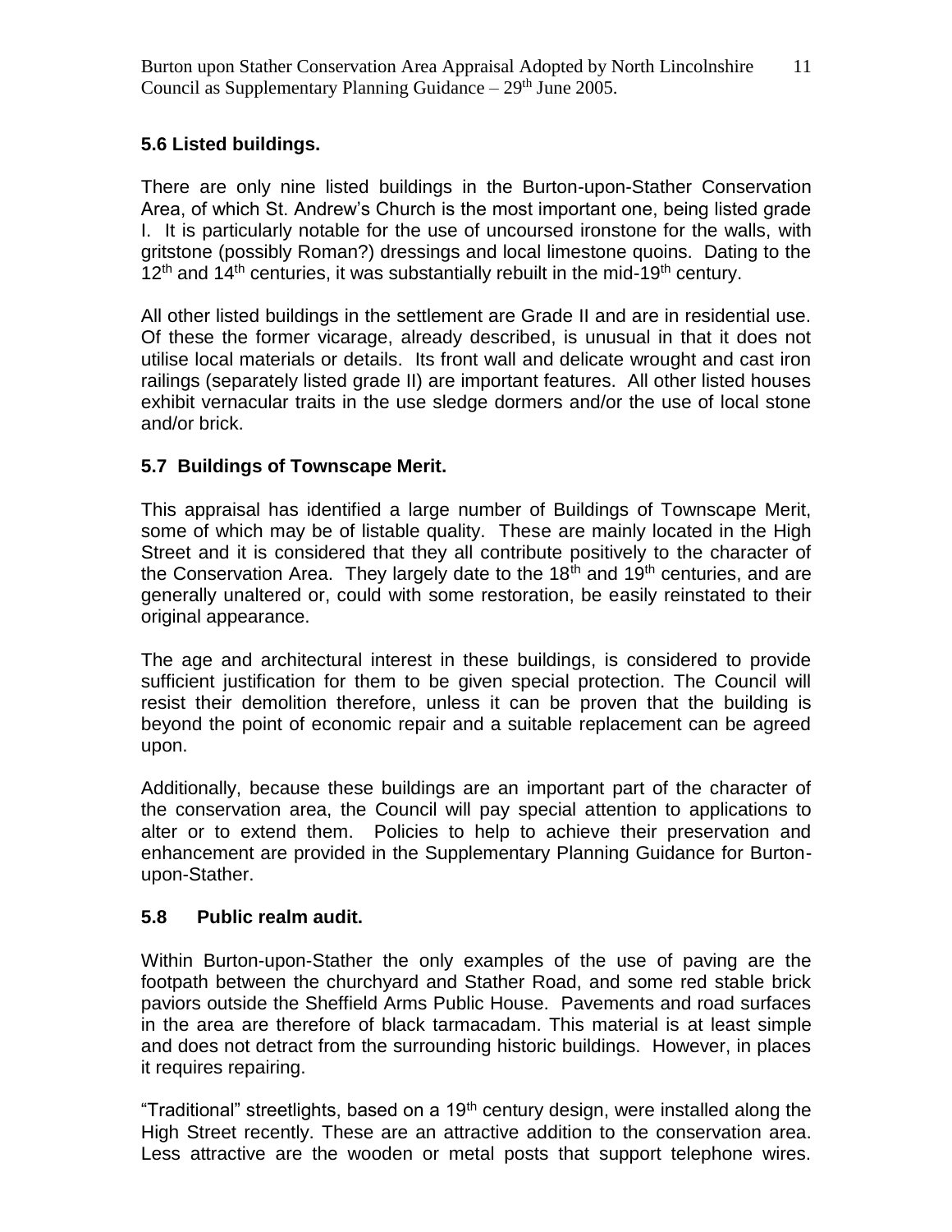## 5.6 Listed buildings.

There are only nine listed buildings in the Burton-upon-Stather Conservation Area, of which St. Andrew's Church is the most important one, being listed grade I. It is particularly notable for the use of uncoursed ironstone for the walls, with gritstone (possibly Roman?) dressings and local limestone quoins. Dating to the 12th and 14th centuries, it was substantially rebuilt in the mid-19th century.

All other listed buildings in the settlement are Grade II and are in residential use. Of these the former vicarage, already described, is unusual in that it does not utilise local materials or details. Its front wall and delicate wrought and cast iron railings (separately listed grade II) are important features. All other listed houses exhibit vernacular traits in the use sledge dormers and/or the use of local stone and/or brick.

## 5.7 Buildings of Townscape Merit.

This appraisal has identified a large number of Buildings of Townscape Merit, some of which may be of listable quality. These are mainly located in the High Street and it is considered that they all contribute positively to the character of the Conservation Area. They largely date to the 18th and 19th centuries, and are generally unaltered or, could with some restoration, be easily reinstated to their original appearance.

The age and architectural interest in these buildings, is considered to provide sufficient justification for them to be given special protection. The Council will resist their demolition therefore, unless it can be proven that the building is beyond the point of economic repair and a suitable replacement can be agreed upon.

Additionally, because these buildings are an important part of the character of the conservation area, the Council will pay special attention to applications to alter or to extend them. Policies to help to achieve their preservation and enhancement are provided in the Supplementary Planning Guidance for Burton-upon-Stather.

## 5.8 Public realm audit.

Within Burton-upon-Stather the only examples of the use of paving are the footpath between the churchyard and Stather Road, and some red stable brick paviors outside the Sheffield Arms Public House. Pavements and road surfaces in the area are therefore of black tarmacadam. This material is at least simple and does not detract from the surrounding historic buildings. However, in places it requires repairing.

"Traditional" streetlights, based on a 19th century design, were installed along the High Street recently. These are an attractive addition to the conservation area. Less attractive are the wooden or metal posts that support telephone wires.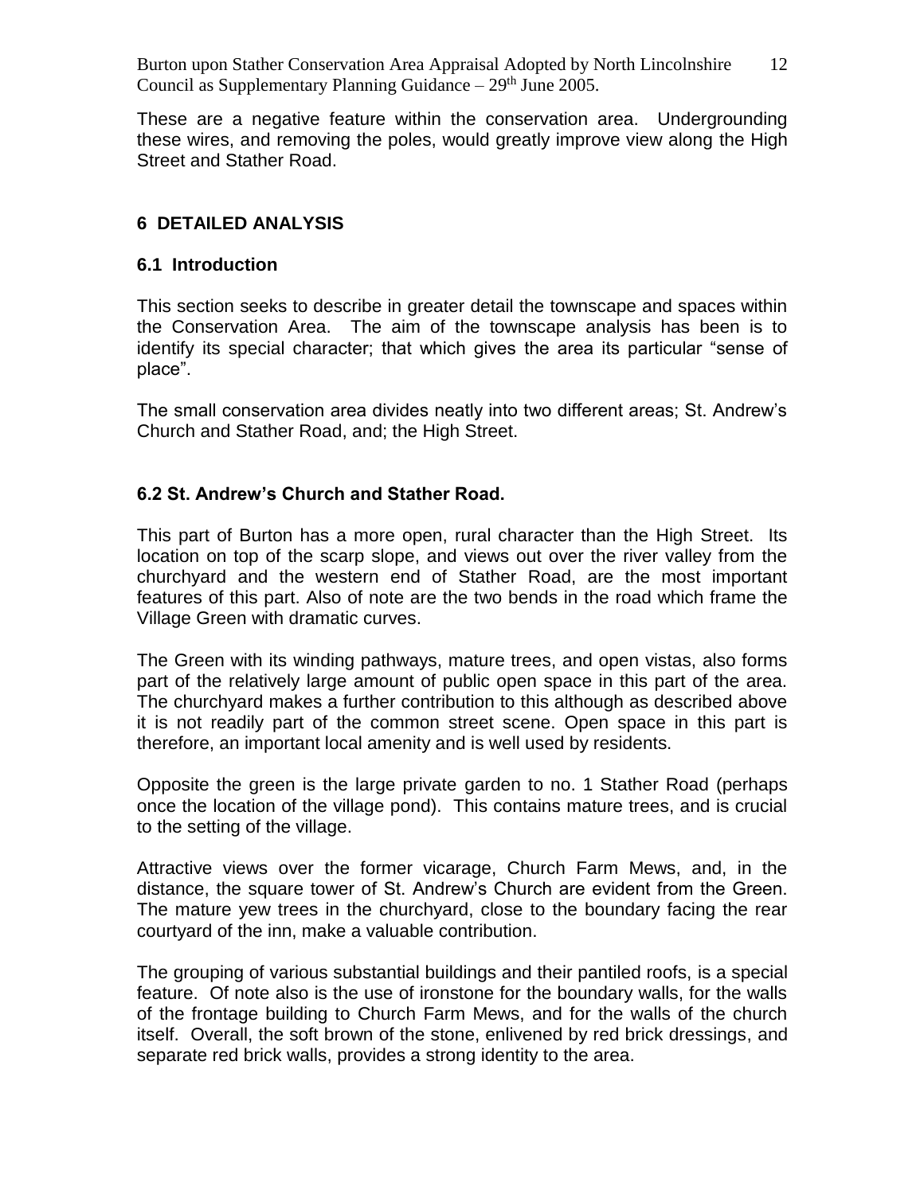These are a negative feature within the conservation area. Undergrounding these wires, and removing the poles, would greatly improve view along the High Street and Stather Road.

## 6 DETAILED ANALYSIS

### 6.1 Introduction

This section seeks to describe in greater detail the townscape and spaces within the Conservation Area. The aim of the townscape analysis has been is to identify its special character; that which gives the area its particular "sense of place".

The small conservation area divides neatly into two different areas; St. Andrew's Church and Stather Road, and; the High Street.

### 6.2 St. Andrew's Church and Stather Road.

This part of Burton has a more open, rural character than the High Street. Its location on top of the scarp slope, and views out over the river valley from the churchyard and the western end of Stather Road, are the most important features of this part. Also of note are the two bends in the road which frame the Village Green with dramatic curves.

The Green with its winding pathways, mature trees, and open vistas, also forms part of the relatively large amount of public open space in this part of the area. The churchyard makes a further contribution to this although as described above it is not readily part of the common street scene. Open space in this part is therefore, an important local amenity and is well used by residents.

Opposite the green is the large private garden to no. 1 Stather Road (perhaps once the location of the village pond). This contains mature trees, and is crucial to the setting of the village.

Attractive views over the former vicarage, Church Farm Mews, and, in the distance, the square tower of St. Andrew's Church are evident from the Green. The mature yew trees in the churchyard, close to the boundary facing the rear courtyard of the inn, make a valuable contribution.

The grouping of various substantial buildings and their pantiled roofs, is a special feature. Of note also is the use of ironstone for the boundary walls, for the walls of the frontage building to Church Farm Mews, and for the walls of the church itself. Overall, the soft brown of the stone, enlivened by red brick dressings, and separate red brick walls, provides a strong identity to the area.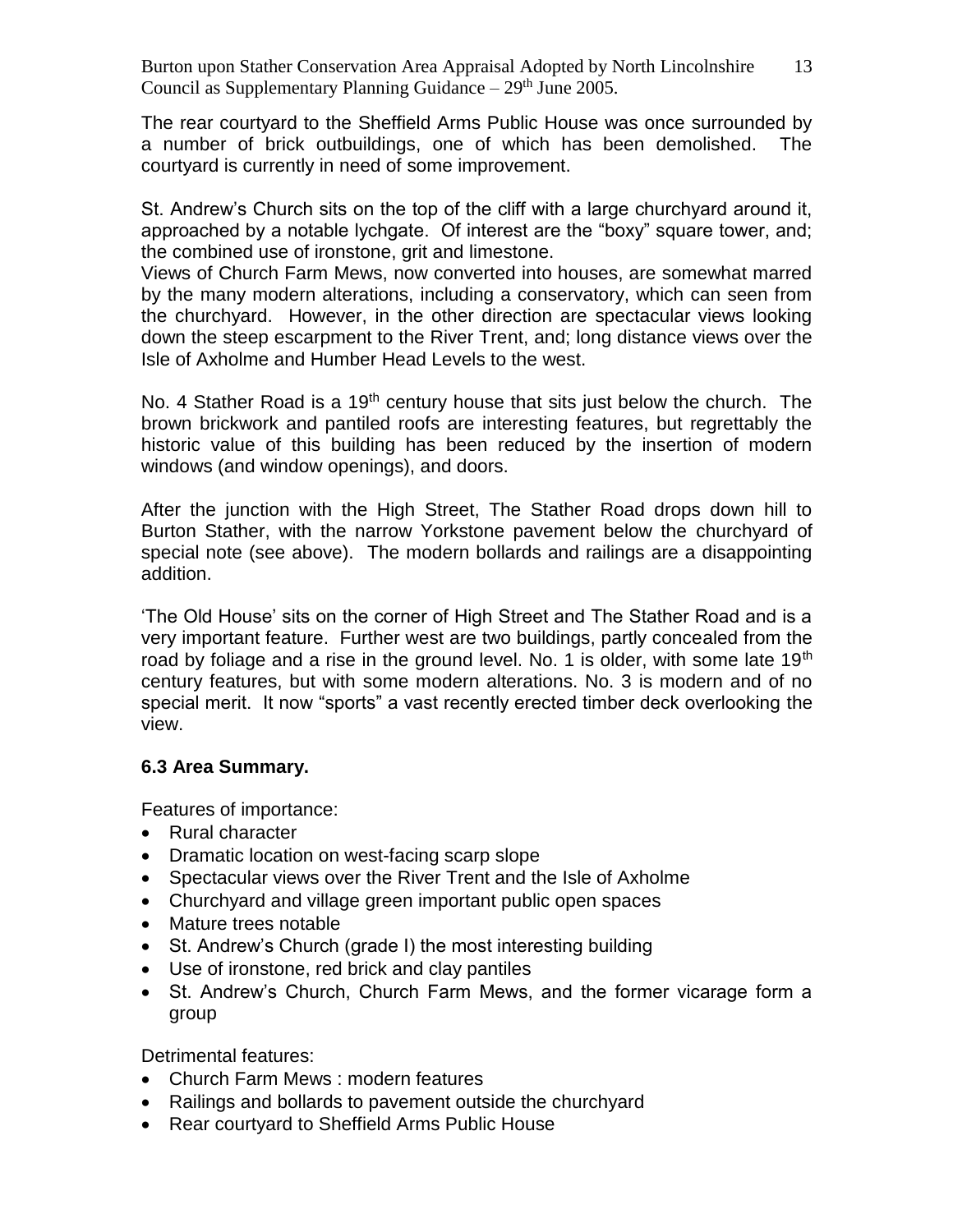The rear courtyard to the Sheffield Arms Public House was once surrounded by a number of brick outbuildings, one of which has been demolished. The courtyard is currently in need of some improvement.

St. Andrew's Church sits on the top of the cliff with a large churchyard around it, approached by a notable lychgate. Of interest are the "boxy" square tower, and; the combined use of ironstone, grit and limestone.
Views of Church Farm Mews, now converted into houses, are somewhat marred by the many modern alterations, including a conservatory, which can seen from the churchyard. However, in the other direction are spectacular views looking down the steep escarpment to the River Trent, and; long distance views over the Isle of Axholme and Humber Head Levels to the west.

No. 4 Stather Road is a 19th century house that sits just below the church. The brown brickwork and pantiled roofs are interesting features, but regrettably the historic value of this building has been reduced by the insertion of modern windows (and window openings), and doors.

After the junction with the High Street, The Stather Road drops down hill to Burton Stather, with the narrow Yorkstone pavement below the churchyard of special note (see above). The modern bollards and railings are a disappointing addition.

'The Old House' sits on the corner of High Street and The Stather Road and is a very important feature. Further west are two buildings, partly concealed from the road by foliage and a rise in the ground level. No. 1 is older, with some late 19th century features, but with some modern alterations. No. 3 is modern and of no special merit. It now "sports" a vast recently erected timber deck overlooking the view.

### 6.3 Area Summary.

Features of importance:

- Rural character
- Dramatic location on west-facing scarp slope
- Spectacular views over the River Trent and the Isle of Axholme
- Churchyard and village green important public open spaces
- Mature trees notable
- St. Andrew's Church (grade I) the most interesting building
- Use of ironstone, red brick and clay pantiles
- St. Andrew's Church, Church Farm Mews, and the former vicarage form a group

Detrimental features:

- Church Farm Mews : modern features
- Railings and bollards to pavement outside the churchyard
- Rear courtyard to Sheffield Arms Public House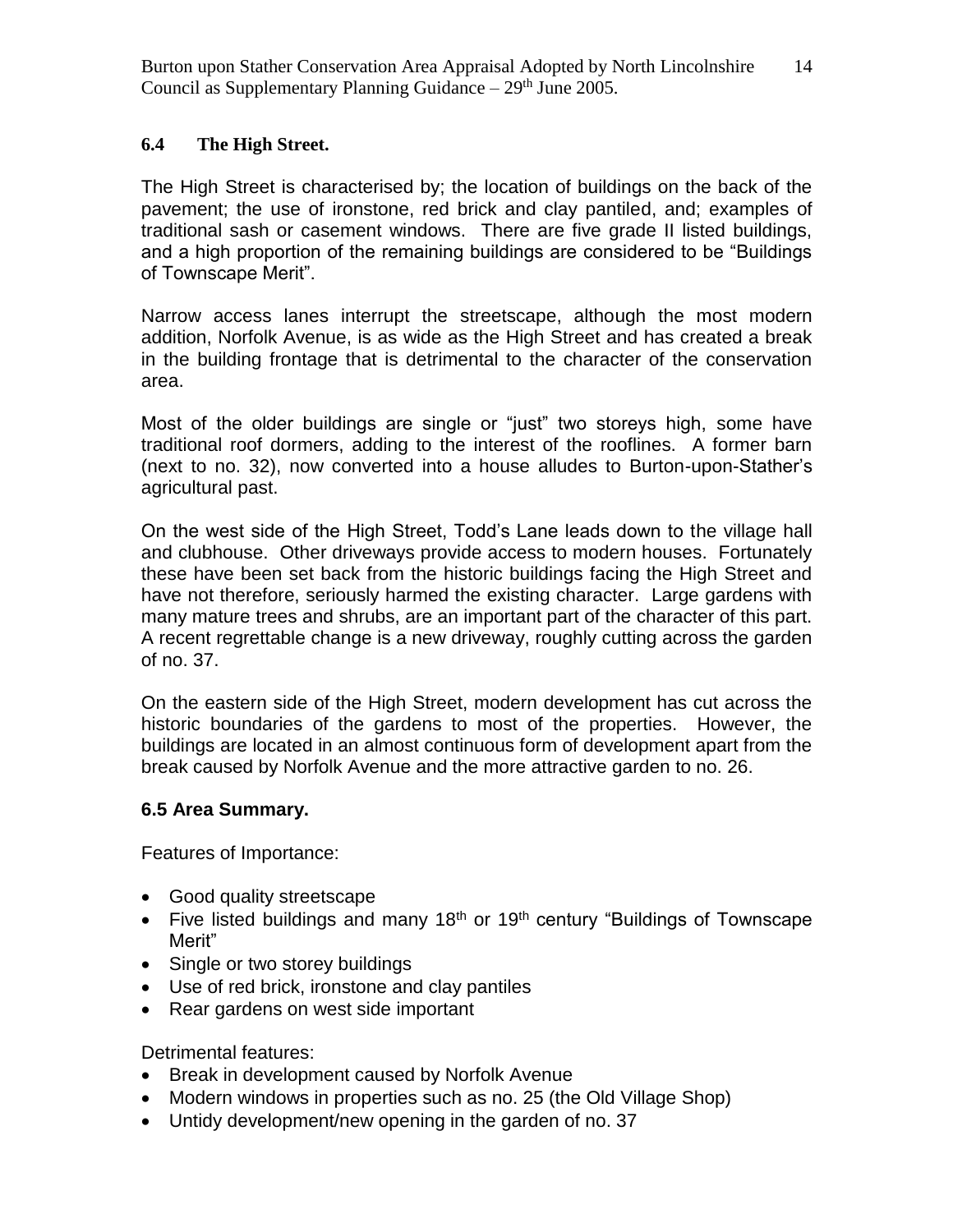### 6.4 The High Street.

The High Street is characterised by; the location of buildings on the back of the pavement; the use of ironstone, red brick and clay pantiled, and; examples of traditional sash or casement windows. There are five grade II listed buildings, and a high proportion of the remaining buildings are considered to be "Buildings of Townscape Merit".

Narrow access lanes interrupt the streetscape, although the most modern addition, Norfolk Avenue, is as wide as the High Street and has created a break in the building frontage that is detrimental to the character of the conservation area.

Most of the older buildings are single or "just" two storeys high, some have traditional roof dormers, adding to the interest of the rooflines. A former barn (next to no. 32), now converted into a house alludes to Burton-upon-Stather's agricultural past.

On the west side of the High Street, Todd's Lane leads down to the village hall and clubhouse. Other driveways provide access to modern houses. Fortunately these have been set back from the historic buildings facing the High Street and have not therefore, seriously harmed the existing character. Large gardens with many mature trees and shrubs, are an important part of the character of this part. A recent regrettable change is a new driveway, roughly cutting across the garden of no. 37.

On the eastern side of the High Street, modern development has cut across the historic boundaries of the gardens to most of the properties. However, the buildings are located in an almost continuous form of development apart from the break caused by Norfolk Avenue and the more attractive garden to no. 26.

### 6.5 Area Summary.

Features of Importance:

- Good quality streetscape
- Five listed buildings and many 18th or 19th century "Buildings of Townscape Merit"
- Single or two storey buildings
- Use of red brick, ironstone and clay pantiles
- Rear gardens on west side important

Detrimental features:

- Break in development caused by Norfolk Avenue
- Modern windows in properties such as no. 25 (the Old Village Shop)
- Untidy development/new opening in the garden of no. 37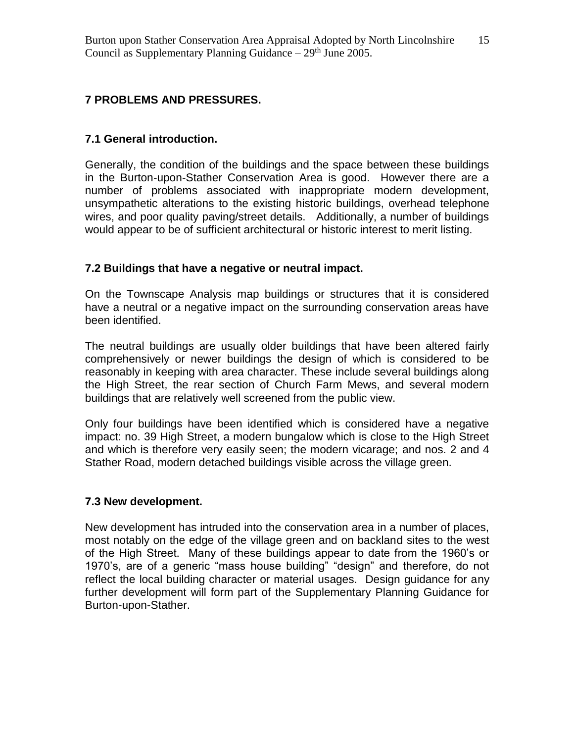## 7 PROBLEMS AND PRESSURES.

### 7.1 General introduction.

Generally, the condition of the buildings and the space between these buildings in the Burton-upon-Stather Conservation Area is good. However there are a number of problems associated with inappropriate modern development, unsympathetic alterations to the existing historic buildings, overhead telephone wires, and poor quality paving/street details. Additionally, a number of buildings would appear to be of sufficient architectural or historic interest to merit listing.

### 7.2 Buildings that have a negative or neutral impact.

On the Townscape Analysis map buildings or structures that it is considered have a neutral or a negative impact on the surrounding conservation areas have been identified.

The neutral buildings are usually older buildings that have been altered fairly comprehensively or newer buildings the design of which is considered to be reasonably in keeping with area character. These include several buildings along the High Street, the rear section of Church Farm Mews, and several modern buildings that are relatively well screened from the public view.

Only four buildings have been identified which is considered have a negative impact: no. 39 High Street, a modern bungalow which is close to the High Street and which is therefore very easily seen; the modern vicarage; and nos. 2 and 4 Stather Road, modern detached buildings visible across the village green.

### 7.3 New development.

New development has intruded into the conservation area in a number of places, most notably on the edge of the village green and on backland sites to the west of the High Street. Many of these buildings appear to date from the 1960's or 1970's, are of a generic "mass house building" "design" and therefore, do not reflect the local building character or material usages. Design guidance for any further development will form part of the Supplementary Planning Guidance for Burton-upon-Stather.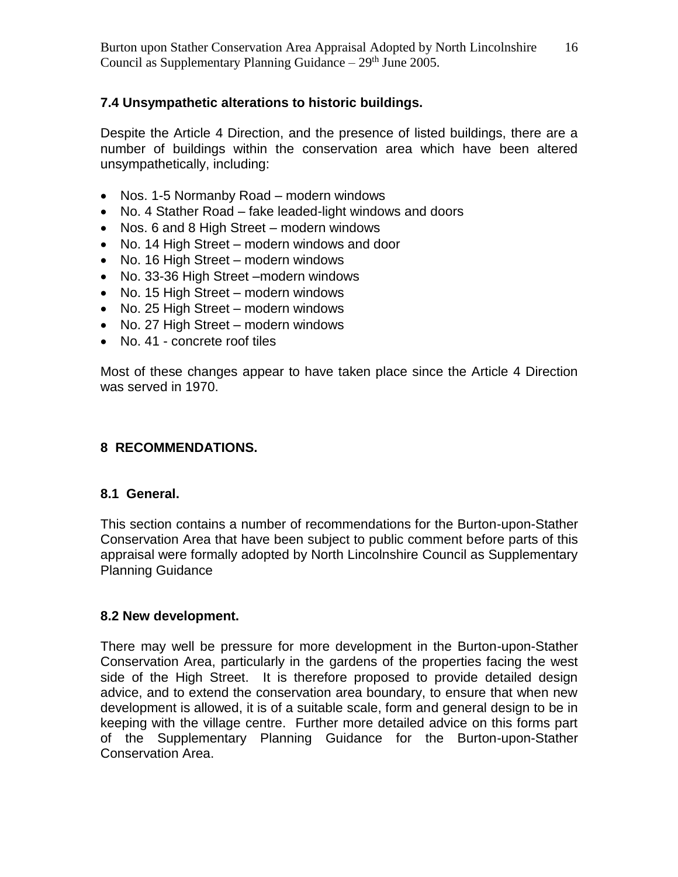### 7.4 Unsympathetic alterations to historic buildings.

Despite the Article 4 Direction, and the presence of listed buildings, there are a number of buildings within the conservation area which have been altered unsympathetically, including:

- Nos. 1-5 Normanby Road – modern windows
- No. 4 Stather Road – fake leaded-light windows and doors
- Nos. 6 and 8 High Street – modern windows
- No. 14 High Street – modern windows and door
- No. 16 High Street – modern windows
- No. 33-36 High Street –modern windows
- No. 15 High Street – modern windows
- No. 25 High Street – modern windows
- No. 27 High Street – modern windows
- No. 41 - concrete roof tiles

Most of these changes appear to have taken place since the Article 4 Direction was served in 1970.

## 8 RECOMMENDATIONS.

### 8.1 General.

This section contains a number of recommendations for the Burton-upon-Stather Conservation Area that have been subject to public comment before parts of this appraisal were formally adopted by North Lincolnshire Council as Supplementary Planning Guidance

### 8.2 New development.

There may well be pressure for more development in the Burton-upon-Stather Conservation Area, particularly in the gardens of the properties facing the west side of the High Street. It is therefore proposed to provide detailed design advice, and to extend the conservation area boundary, to ensure that when new development is allowed, it is of a suitable scale, form and general design to be in keeping with the village centre. Further more detailed advice on this forms part of the Supplementary Planning Guidance for the Burton-upon-Stather Conservation Area.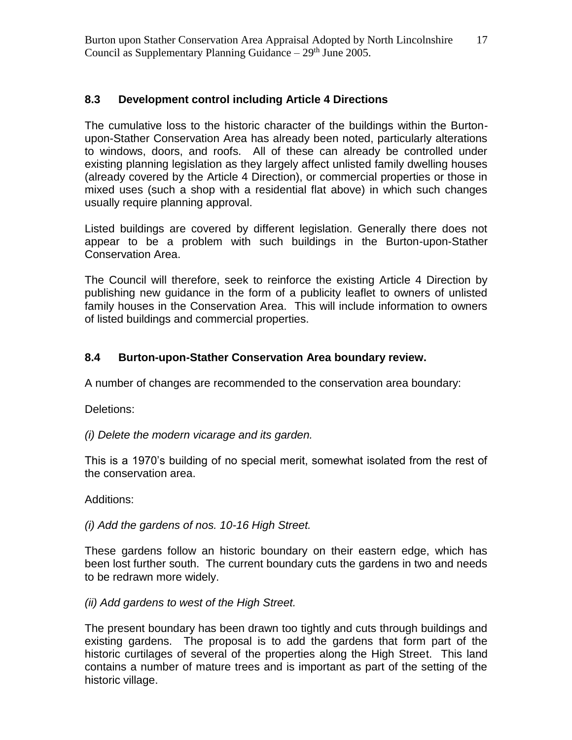## 8.3 Development control including Article 4 Directions

The cumulative loss to the historic character of the buildings within the Burton-upon-Stather Conservation Area has already been noted, particularly alterations to windows, doors, and roofs. All of these can already be controlled under existing planning legislation as they largely affect unlisted family dwelling houses (already covered by the Article 4 Direction), or commercial properties or those in mixed uses (such a shop with a residential flat above) in which such changes usually require planning approval.

Listed buildings are covered by different legislation. Generally there does not appear to be a problem with such buildings in the Burton-upon-Stather Conservation Area.

The Council will therefore, seek to reinforce the existing Article 4 Direction by publishing new guidance in the form of a publicity leaflet to owners of unlisted family houses in the Conservation Area. This will include information to owners of listed buildings and commercial properties.

## 8.4 Burton-upon-Stather Conservation Area boundary review.

A number of changes are recommended to the conservation area boundary:

Deletions:

*(i) Delete the modern vicarage and its garden.*

This is a 1970's building of no special merit, somewhat isolated from the rest of the conservation area.

Additions:

*(i) Add the gardens of nos. 10-16 High Street.*

These gardens follow an historic boundary on their eastern edge, which has been lost further south. The current boundary cuts the gardens in two and needs to be redrawn more widely.

*(ii) Add gardens to west of the High Street.*

The present boundary has been drawn too tightly and cuts through buildings and existing gardens. The proposal is to add the gardens that form part of the historic curtilages of several of the properties along the High Street. This land contains a number of mature trees and is important as part of the setting of the historic village.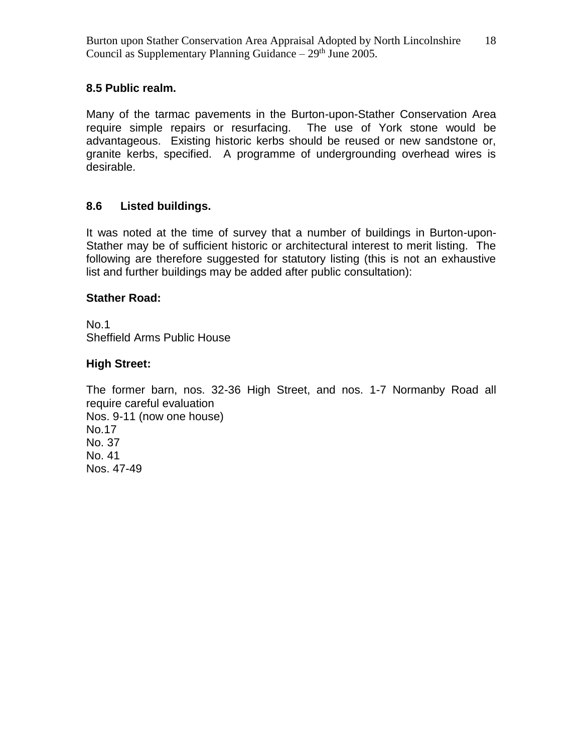### 8.5 Public realm.

Many of the tarmac pavements in the Burton-upon-Stather Conservation Area require simple repairs or resurfacing. The use of York stone would be advantageous. Existing historic kerbs should be reused or new sandstone or, granite kerbs, specified. A programme of undergrounding overhead wires is desirable.

### 8.6 Listed buildings.

It was noted at the time of survey that a number of buildings in Burton-upon-Stather may be of sufficient historic or architectural interest to merit listing. The following are therefore suggested for statutory listing (this is not an exhaustive list and further buildings may be added after public consultation):

**Stather Road:**

No.1
Sheffield Arms Public House

**High Street:**

The former barn, nos. 32-36 High Street, and nos. 1-7 Normanby Road all require careful evaluation
Nos. 9-11 (now one house)
No.17
No. 37
No. 41
Nos. 47-49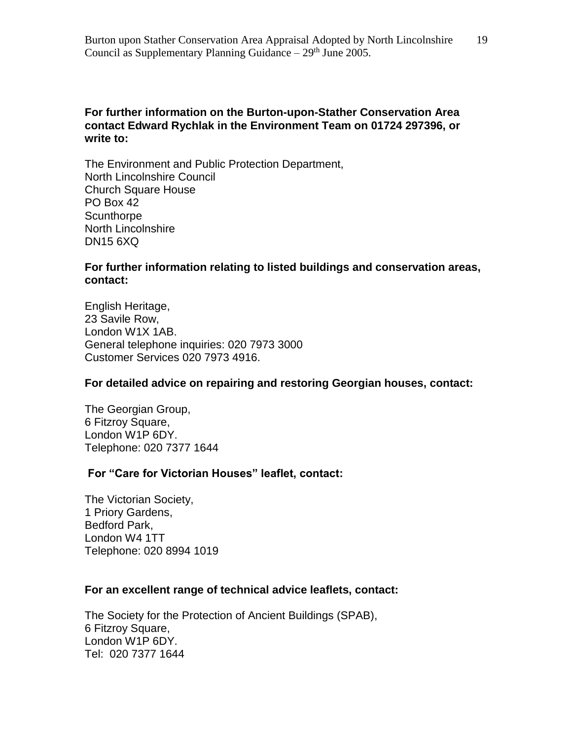**For further information on the Burton-upon-Stather Conservation Area contact Edward Rychlak in the Environment Team on 01724 297396, or write to:**

The Environment and Public Protection Department,
North Lincolnshire Council
Church Square House
PO Box 42
Scunthorpe
North Lincolnshire
DN15 6XQ

**For further information relating to listed buildings and conservation areas, contact:**

English Heritage,
23 Savile Row,
London W1X 1AB.
General telephone inquiries: 020 7973 3000
Customer Services 020 7973 4916.

**For detailed advice on repairing and restoring Georgian houses, contact:**

The Georgian Group,
6 Fitzroy Square,
London W1P 6DY.
Telephone: 020 7377 1644

**For "Care for Victorian Houses" leaflet, contact:**

The Victorian Society,
1 Priory Gardens,
Bedford Park,
London W4 1TT
Telephone: 020 8994 1019

**For an excellent range of technical advice leaflets, contact:**

The Society for the Protection of Ancient Buildings (SPAB),
6 Fitzroy Square,
London W1P 6DY.
Tel: 020 7377 1644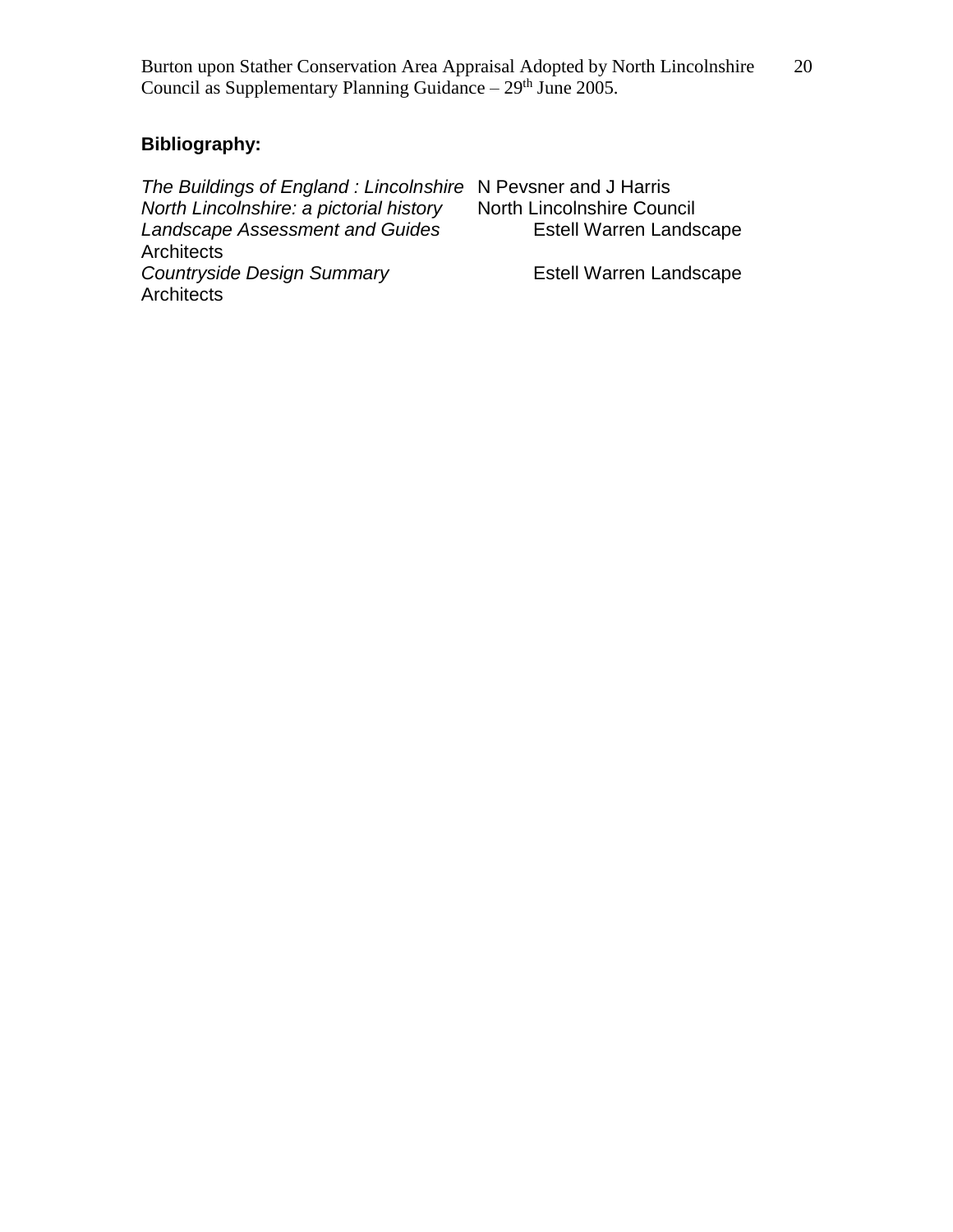**Bibliography:**

| | |
|---|---|
| *The Buildings of England : Lincolnshire* | N Pevsner and J Harris |
| *North Lincolnshire: a pictorial history* | North Lincolnshire Council |
| *Landscape Assessment and Guides* | Estell Warren Landscape Architects |
| *Countryside Design Summary* | Estell Warren Landscape Architects |